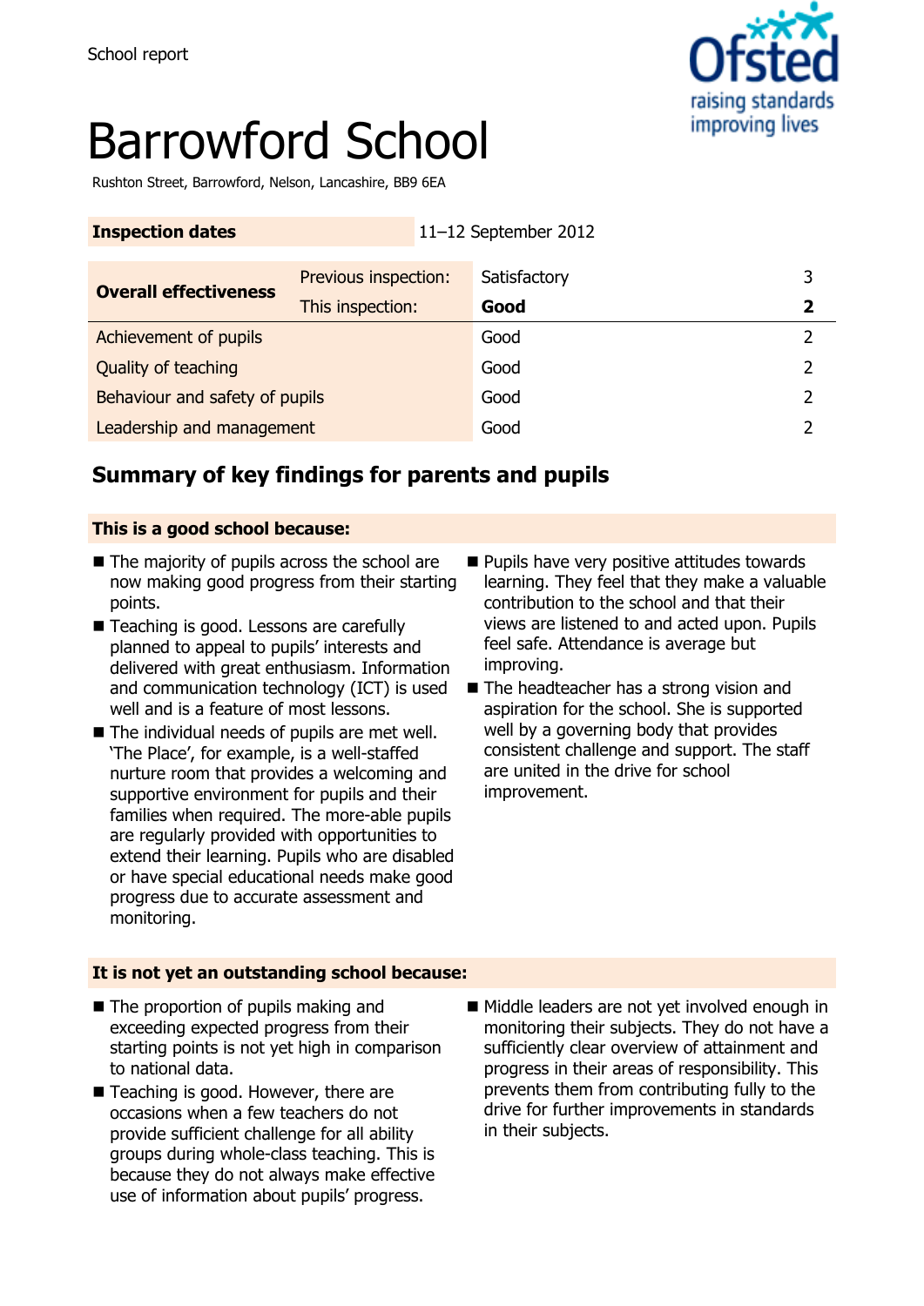School report

# Barrowford School

Rushton Street, Barrowford, Nelson, Lancashire, BB9 6EA

| **Inspection dates** | | 11–12 September 2012 | |
|---|---|---|---|
| **Overall effectiveness** | Previous inspection: | Satisfactory | 3 |
| | This inspection: | **Good** | **2** |
| Achievement of pupils | | Good | 2 |
| Quality of teaching | | Good | 2 |
| Behaviour and safety of pupils | | Good | 2 |
| Leadership and management | | Good | 2 |

## Summary of key findings for parents and pupils

### This is a good school because:

- The majority of pupils across the school are now making good progress from their starting points.
- Teaching is good. Lessons are carefully planned to appeal to pupils' interests and delivered with great enthusiasm. Information and communication technology (ICT) is used well and is a feature of most lessons.
- The individual needs of pupils are met well. 'The Place', for example, is a well-staffed nurture room that provides a welcoming and supportive environment for pupils and their families when required. The more-able pupils are regularly provided with opportunities to extend their learning. Pupils who are disabled or have special educational needs make good progress due to accurate assessment and monitoring.
- Pupils have very positive attitudes towards learning. They feel that they make a valuable contribution to the school and that their views are listened to and acted upon. Pupils feel safe. Attendance is average but improving.
- The headteacher has a strong vision and aspiration for the school. She is supported well by a governing body that provides consistent challenge and support. The staff are united in the drive for school improvement.

### It is not yet an outstanding school because:

- The proportion of pupils making and exceeding expected progress from their starting points is not yet high in comparison to national data.
- Teaching is good. However, there are occasions when a few teachers do not provide sufficient challenge for all ability groups during whole-class teaching. This is because they do not always make effective use of information about pupils' progress.
- Middle leaders are not yet involved enough in monitoring their subjects. They do not have a sufficiently clear overview of attainment and progress in their areas of responsibility. This prevents them from contributing fully to the drive for further improvements in standards in their subjects.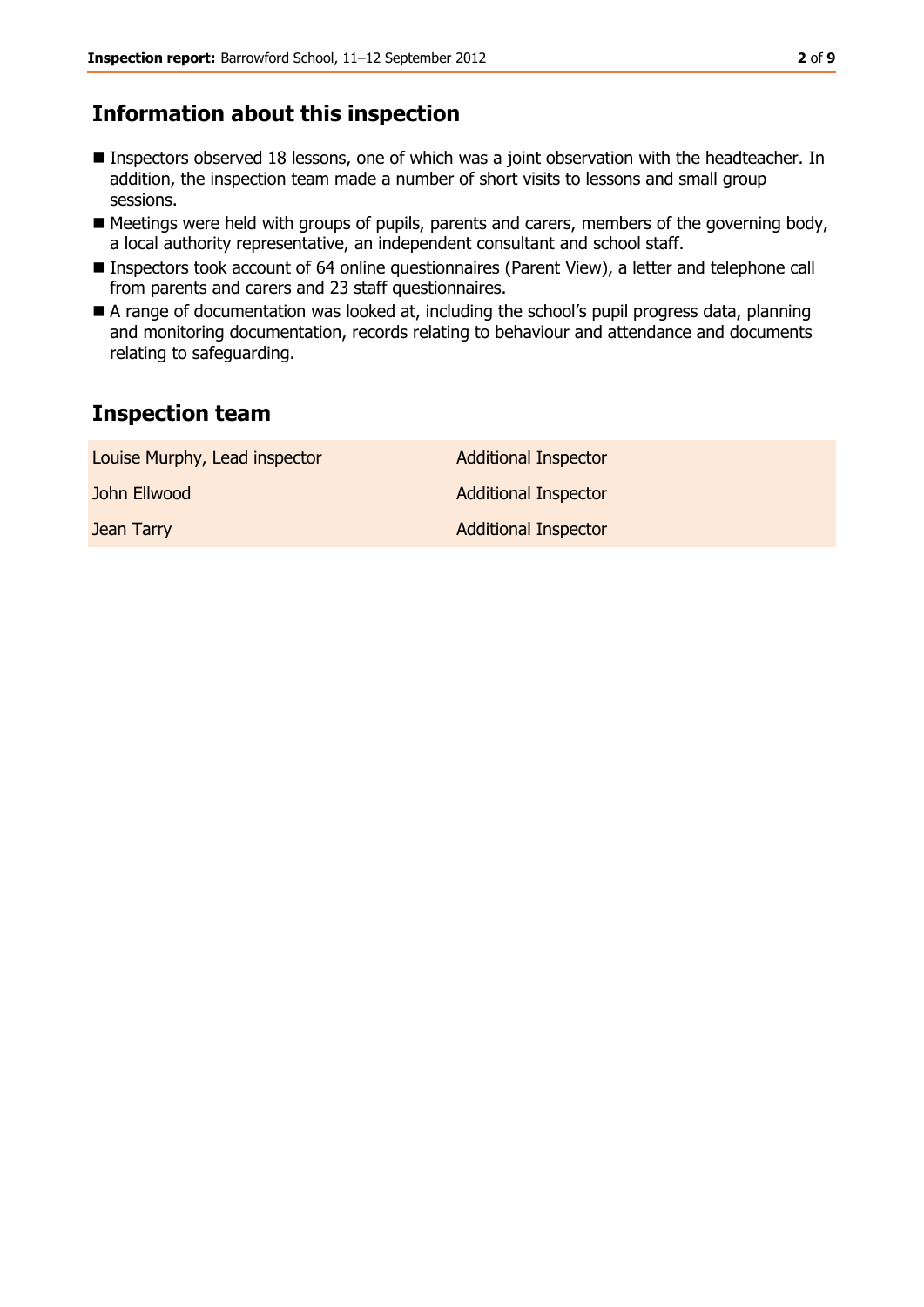## Information about this inspection

- Inspectors observed 18 lessons, one of which was a joint observation with the headteacher. In addition, the inspection team made a number of short visits to lessons and small group sessions.
- Meetings were held with groups of pupils, parents and carers, members of the governing body, a local authority representative, an independent consultant and school staff.
- Inspectors took account of 64 online questionnaires (Parent View), a letter and telephone call from parents and carers and 23 staff questionnaires.
- A range of documentation was looked at, including the school's pupil progress data, planning and monitoring documentation, records relating to behaviour and attendance and documents relating to safeguarding.

## Inspection team

| | |
|---|---|
| Louise Murphy, Lead inspector | Additional Inspector |
| John Ellwood | Additional Inspector |
| Jean Tarry | Additional Inspector |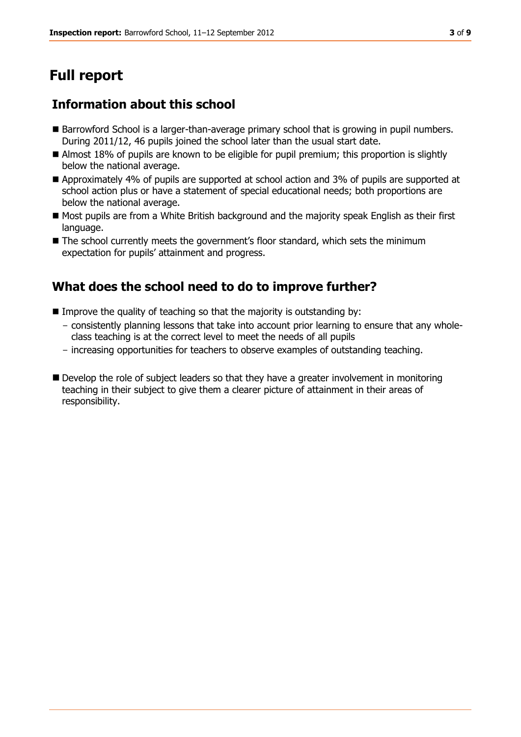# Full report

## Information about this school

- Barrowford School is a larger-than-average primary school that is growing in pupil numbers. During 2011/12, 46 pupils joined the school later than the usual start date.
- Almost 18% of pupils are known to be eligible for pupil premium; this proportion is slightly below the national average.
- Approximately 4% of pupils are supported at school action and 3% of pupils are supported at school action plus or have a statement of special educational needs; both proportions are below the national average.
- Most pupils are from a White British background and the majority speak English as their first language.
- The school currently meets the government's floor standard, which sets the minimum expectation for pupils' attainment and progress.

## What does the school need to do to improve further?

- Improve the quality of teaching so that the majority is outstanding by:
  - consistently planning lessons that take into account prior learning to ensure that any whole-class teaching is at the correct level to meet the needs of all pupils
  - increasing opportunities for teachers to observe examples of outstanding teaching.
- Develop the role of subject leaders so that they have a greater involvement in monitoring teaching in their subject to give them a clearer picture of attainment in their areas of responsibility.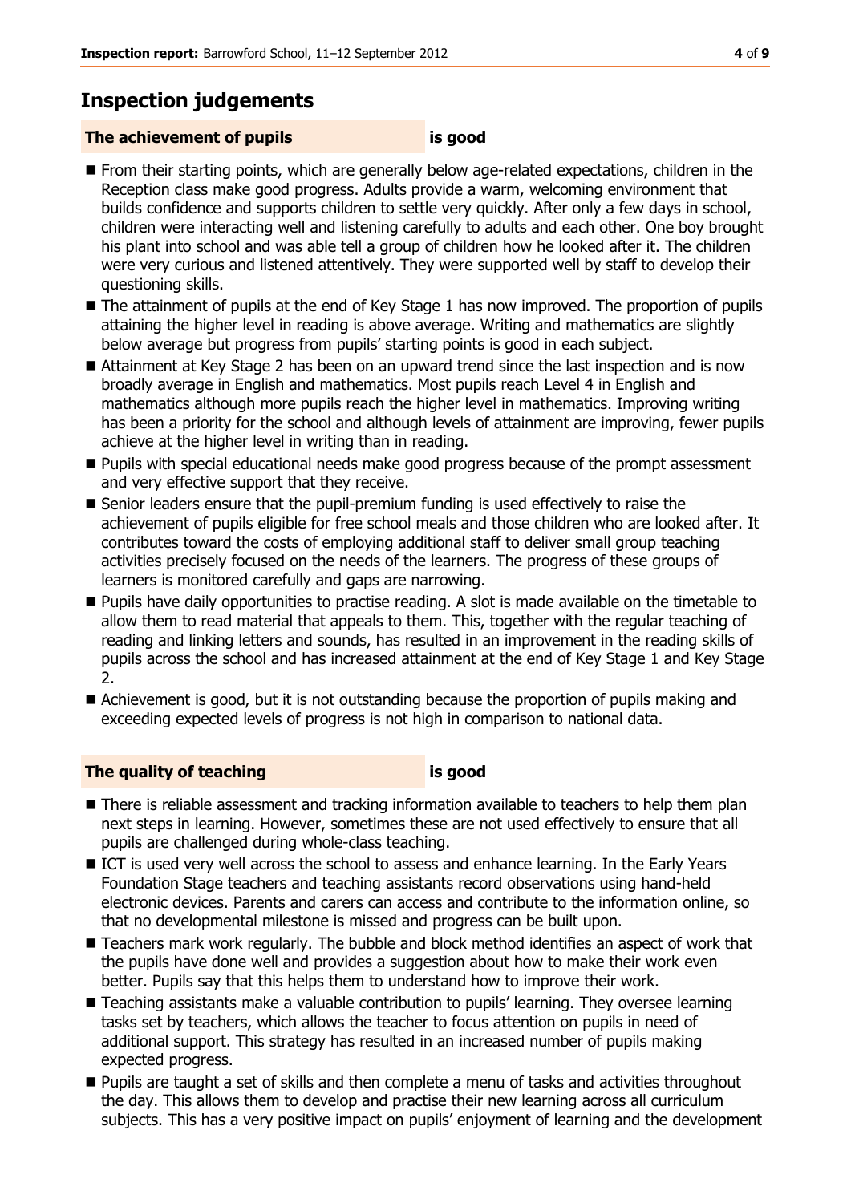## Inspection judgements

**The achievement of pupils** **is good**

- From their starting points, which are generally below age-related expectations, children in the Reception class make good progress. Adults provide a warm, welcoming environment that builds confidence and supports children to settle very quickly. After only a few days in school, children were interacting well and listening carefully to adults and each other. One boy brought his plant into school and was able tell a group of children how he looked after it. The children were very curious and listened attentively. They were supported well by staff to develop their questioning skills.
- The attainment of pupils at the end of Key Stage 1 has now improved. The proportion of pupils attaining the higher level in reading is above average. Writing and mathematics are slightly below average but progress from pupils' starting points is good in each subject.
- Attainment at Key Stage 2 has been on an upward trend since the last inspection and is now broadly average in English and mathematics. Most pupils reach Level 4 in English and mathematics although more pupils reach the higher level in mathematics. Improving writing has been a priority for the school and although levels of attainment are improving, fewer pupils achieve at the higher level in writing than in reading.
- Pupils with special educational needs make good progress because of the prompt assessment and very effective support that they receive.
- Senior leaders ensure that the pupil-premium funding is used effectively to raise the achievement of pupils eligible for free school meals and those children who are looked after. It contributes toward the costs of employing additional staff to deliver small group teaching activities precisely focused on the needs of the learners. The progress of these groups of learners is monitored carefully and gaps are narrowing.
- Pupils have daily opportunities to practise reading. A slot is made available on the timetable to allow them to read material that appeals to them. This, together with the regular teaching of reading and linking letters and sounds, has resulted in an improvement in the reading skills of pupils across the school and has increased attainment at the end of Key Stage 1 and Key Stage 2.
- Achievement is good, but it is not outstanding because the proportion of pupils making and exceeding expected levels of progress is not high in comparison to national data.

**The quality of teaching** **is good**

- There is reliable assessment and tracking information available to teachers to help them plan next steps in learning. However, sometimes these are not used effectively to ensure that all pupils are challenged during whole-class teaching.
- ICT is used very well across the school to assess and enhance learning. In the Early Years Foundation Stage teachers and teaching assistants record observations using hand-held electronic devices. Parents and carers can access and contribute to the information online, so that no developmental milestone is missed and progress can be built upon.
- Teachers mark work regularly. The bubble and block method identifies an aspect of work that the pupils have done well and provides a suggestion about how to make their work even better. Pupils say that this helps them to understand how to improve their work.
- Teaching assistants make a valuable contribution to pupils' learning. They oversee learning tasks set by teachers, which allows the teacher to focus attention on pupils in need of additional support. This strategy has resulted in an increased number of pupils making expected progress.
- Pupils are taught a set of skills and then complete a menu of tasks and activities throughout the day. This allows them to develop and practise their new learning across all curriculum subjects. This has a very positive impact on pupils' enjoyment of learning and the development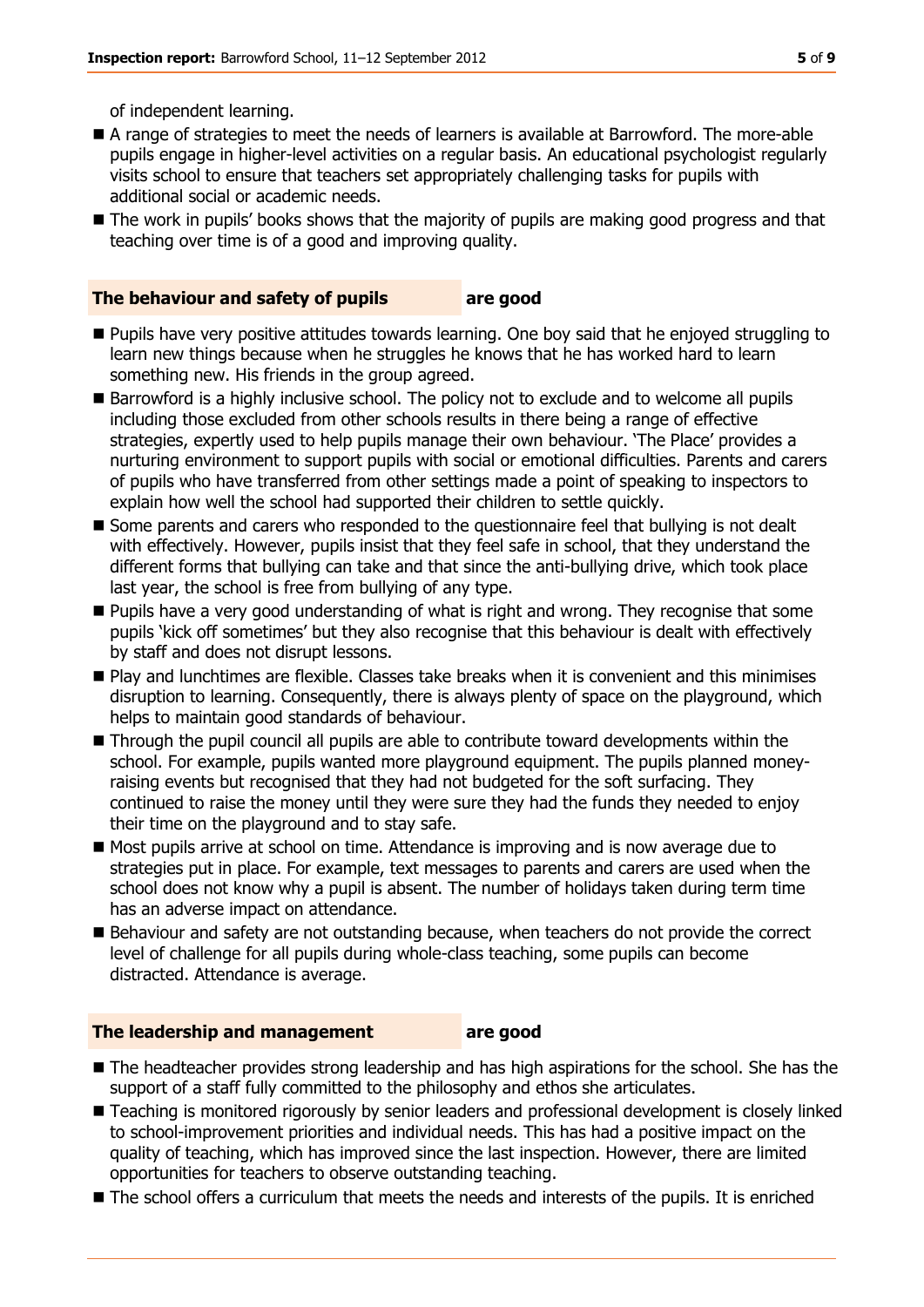of independent learning.

- A range of strategies to meet the needs of learners is available at Barrowford. The more-able pupils engage in higher-level activities on a regular basis. An educational psychologist regularly visits school to ensure that teachers set appropriately challenging tasks for pupils with additional social or academic needs.
- The work in pupils' books shows that the majority of pupils are making good progress and that teaching over time is of a good and improving quality.

### The behaviour and safety of pupils — are good

- Pupils have very positive attitudes towards learning. One boy said that he enjoyed struggling to learn new things because when he struggles he knows that he has worked hard to learn something new. His friends in the group agreed.
- Barrowford is a highly inclusive school. The policy not to exclude and to welcome all pupils including those excluded from other schools results in there being a range of effective strategies, expertly used to help pupils manage their own behaviour. 'The Place' provides a nurturing environment to support pupils with social or emotional difficulties. Parents and carers of pupils who have transferred from other settings made a point of speaking to inspectors to explain how well the school had supported their children to settle quickly.
- Some parents and carers who responded to the questionnaire feel that bullying is not dealt with effectively. However, pupils insist that they feel safe in school, that they understand the different forms that bullying can take and that since the anti-bullying drive, which took place last year, the school is free from bullying of any type.
- Pupils have a very good understanding of what is right and wrong. They recognise that some pupils 'kick off sometimes' but they also recognise that this behaviour is dealt with effectively by staff and does not disrupt lessons.
- Play and lunchtimes are flexible. Classes take breaks when it is convenient and this minimises disruption to learning. Consequently, there is always plenty of space on the playground, which helps to maintain good standards of behaviour.
- Through the pupil council all pupils are able to contribute toward developments within the school. For example, pupils wanted more playground equipment. The pupils planned money-raising events but recognised that they had not budgeted for the soft surfacing. They continued to raise the money until they were sure they had the funds they needed to enjoy their time on the playground and to stay safe.
- Most pupils arrive at school on time. Attendance is improving and is now average due to strategies put in place. For example, text messages to parents and carers are used when the school does not know why a pupil is absent. The number of holidays taken during term time has an adverse impact on attendance.
- Behaviour and safety are not outstanding because, when teachers do not provide the correct level of challenge for all pupils during whole-class teaching, some pupils can become distracted. Attendance is average.

### The leadership and management — are good

- The headteacher provides strong leadership and has high aspirations for the school. She has the support of a staff fully committed to the philosophy and ethos she articulates.
- Teaching is monitored rigorously by senior leaders and professional development is closely linked to school-improvement priorities and individual needs. This has had a positive impact on the quality of teaching, which has improved since the last inspection. However, there are limited opportunities for teachers to observe outstanding teaching.
- The school offers a curriculum that meets the needs and interests of the pupils. It is enriched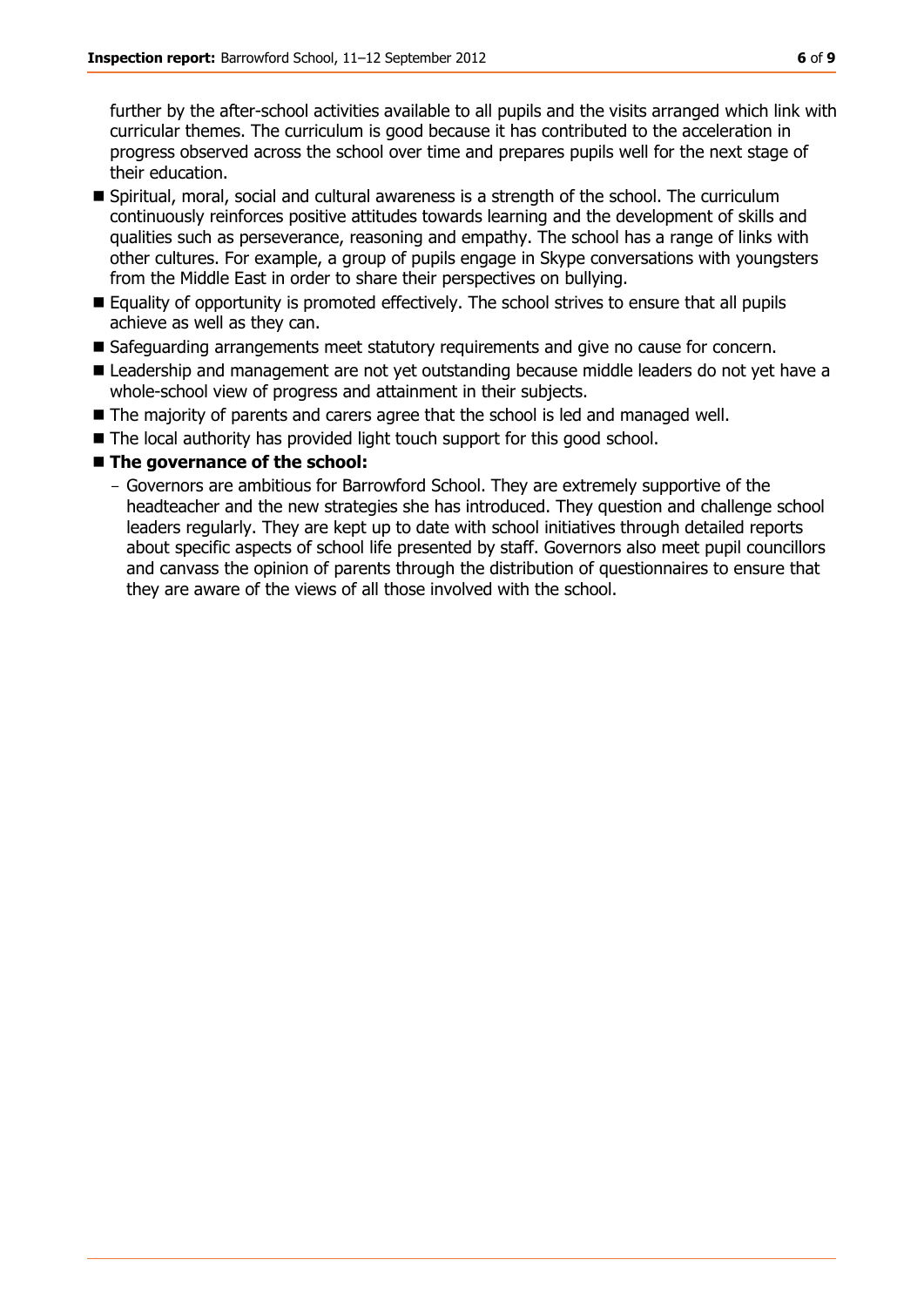further by the after-school activities available to all pupils and the visits arranged which link with curricular themes. The curriculum is good because it has contributed to the acceleration in progress observed across the school over time and prepares pupils well for the next stage of their education.

- Spiritual, moral, social and cultural awareness is a strength of the school. The curriculum continuously reinforces positive attitudes towards learning and the development of skills and qualities such as perseverance, reasoning and empathy. The school has a range of links with other cultures. For example, a group of pupils engage in Skype conversations with youngsters from the Middle East in order to share their perspectives on bullying.
- Equality of opportunity is promoted effectively. The school strives to ensure that all pupils achieve as well as they can.
- Safeguarding arrangements meet statutory requirements and give no cause for concern.
- Leadership and management are not yet outstanding because middle leaders do not yet have a whole-school view of progress and attainment in their subjects.
- The majority of parents and carers agree that the school is led and managed well.
- The local authority has provided light touch support for this good school.
- **The governance of the school:**
  - Governors are ambitious for Barrowford School. They are extremely supportive of the headteacher and the new strategies she has introduced. They question and challenge school leaders regularly. They are kept up to date with school initiatives through detailed reports about specific aspects of school life presented by staff. Governors also meet pupil councillors and canvass the opinion of parents through the distribution of questionnaires to ensure that they are aware of the views of all those involved with the school.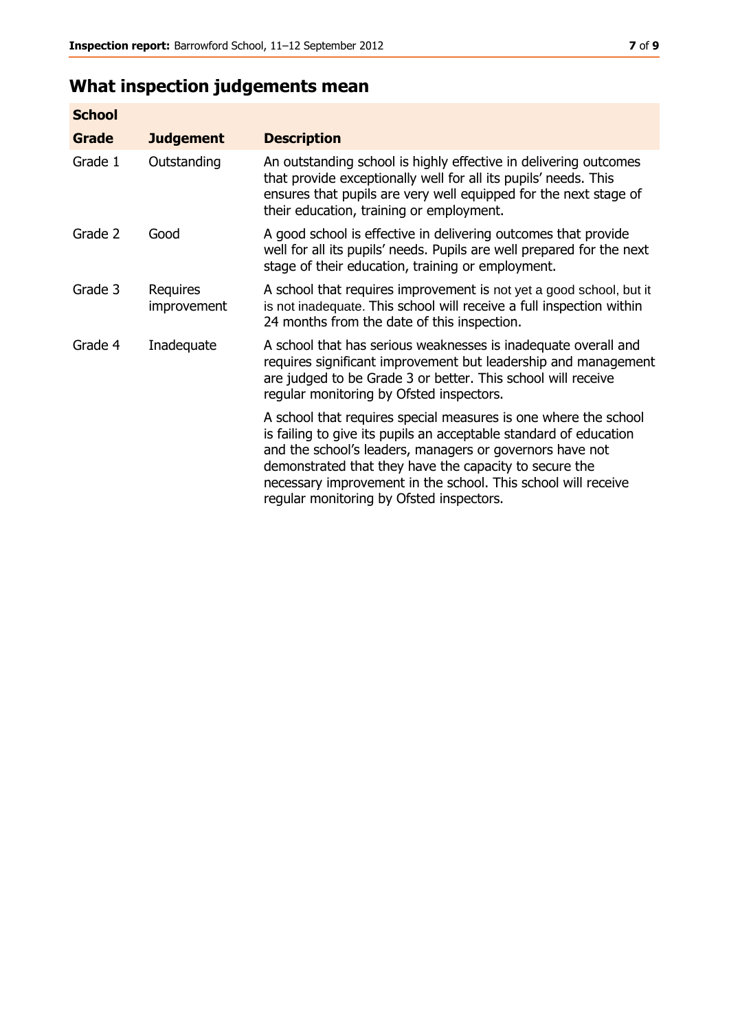## What inspection judgements mean

| School | | |
|---|---|---|
| **Grade** | **Judgement** | **Description** |
| Grade 1 | Outstanding | An outstanding school is highly effective in delivering outcomes that provide exceptionally well for all its pupils' needs. This ensures that pupils are very well equipped for the next stage of their education, training or employment. |
| Grade 2 | Good | A good school is effective in delivering outcomes that provide well for all its pupils' needs. Pupils are well prepared for the next stage of their education, training or employment. |
| Grade 3 | Requires improvement | A school that requires improvement is not yet a good school, but it is not inadequate. This school will receive a full inspection within 24 months from the date of this inspection. |
| Grade 4 | Inadequate | A school that has serious weaknesses is inadequate overall and requires significant improvement but leadership and management are judged to be Grade 3 or better. This school will receive regular monitoring by Ofsted inspectors. |
| | | A school that requires special measures is one where the school is failing to give its pupils an acceptable standard of education and the school's leaders, managers or governors have not demonstrated that they have the capacity to secure the necessary improvement in the school. This school will receive regular monitoring by Ofsted inspectors. |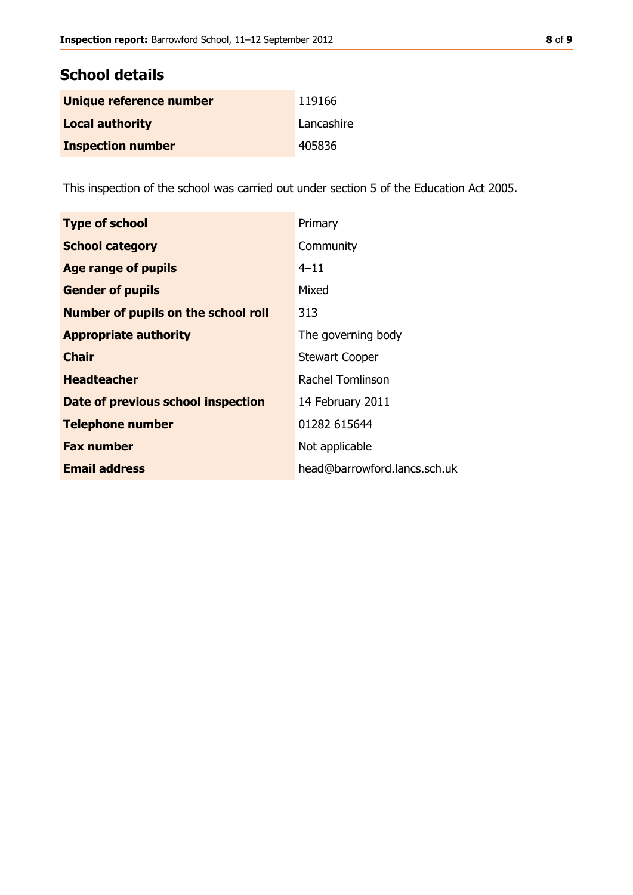## School details

| | |
|---|---|
| **Unique reference number** | 119166 |
| **Local authority** | Lancashire |
| **Inspection number** | 405836 |

This inspection of the school was carried out under section 5 of the Education Act 2005.

| | |
|---|---|
| **Type of school** | Primary |
| **School category** | Community |
| **Age range of pupils** | 4–11 |
| **Gender of pupils** | Mixed |
| **Number of pupils on the school roll** | 313 |
| **Appropriate authority** | The governing body |
| **Chair** | Stewart Cooper |
| **Headteacher** | Rachel Tomlinson |
| **Date of previous school inspection** | 14 February 2011 |
| **Telephone number** | 01282 615644 |
| **Fax number** | Not applicable |
| **Email address** | head@barrowford.lancs.sch.uk |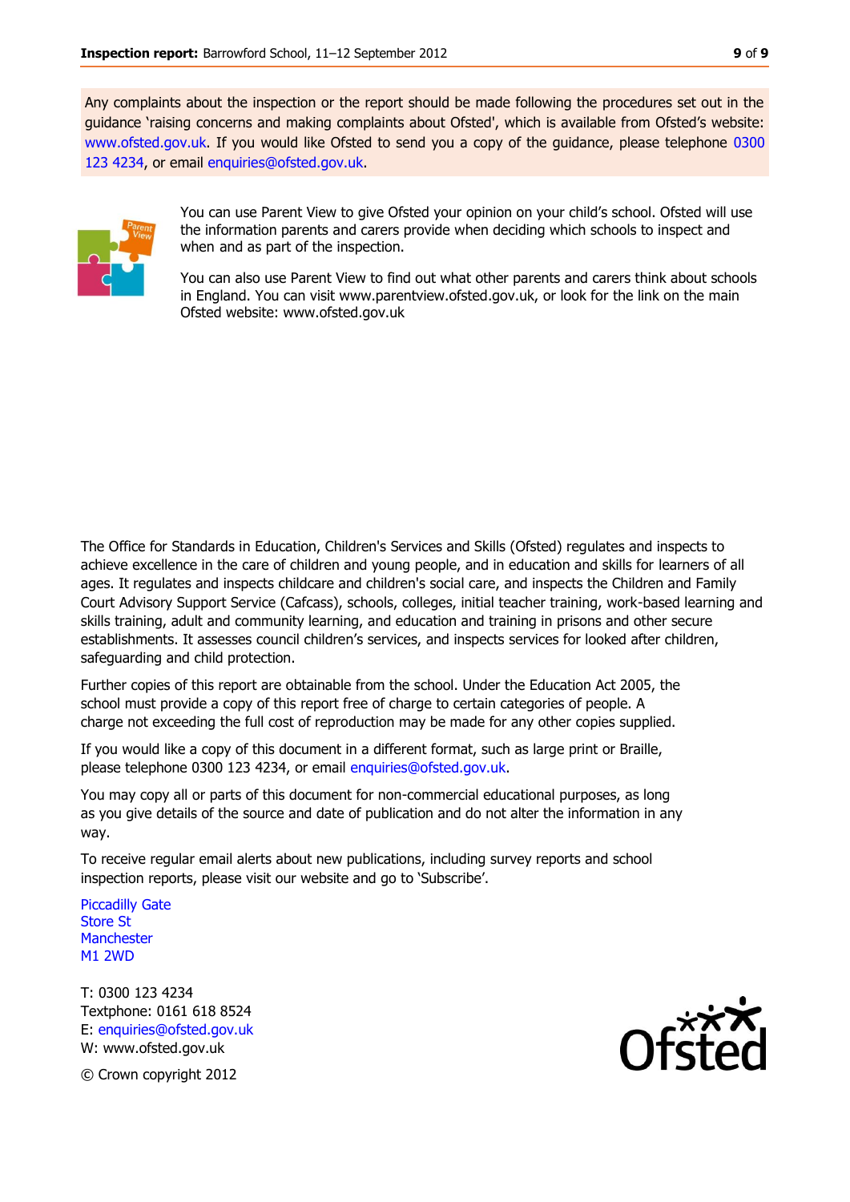Any complaints about the inspection or the report should be made following the procedures set out in the guidance 'raising concerns and making complaints about Ofsted', which is available from Ofsted's website: www.ofsted.gov.uk. If you would like Ofsted to send you a copy of the guidance, please telephone 0300 123 4234, or email enquiries@ofsted.gov.uk.

You can use Parent View to give Ofsted your opinion on your child's school. Ofsted will use the information parents and carers provide when deciding which schools to inspect and when and as part of the inspection.

You can also use Parent View to find out what other parents and carers think about schools in England. You can visit www.parentview.ofsted.gov.uk, or look for the link on the main Ofsted website: www.ofsted.gov.uk

The Office for Standards in Education, Children's Services and Skills (Ofsted) regulates and inspects to achieve excellence in the care of children and young people, and in education and skills for learners of all ages. It regulates and inspects childcare and children's social care, and inspects the Children and Family Court Advisory Support Service (Cafcass), schools, colleges, initial teacher training, work-based learning and skills training, adult and community learning, and education and training in prisons and other secure establishments. It assesses council children's services, and inspects services for looked after children, safeguarding and child protection.

Further copies of this report are obtainable from the school. Under the Education Act 2005, the school must provide a copy of this report free of charge to certain categories of people. A charge not exceeding the full cost of reproduction may be made for any other copies supplied.

If you would like a copy of this document in a different format, such as large print or Braille, please telephone 0300 123 4234, or email enquiries@ofsted.gov.uk.

You may copy all or parts of this document for non-commercial educational purposes, as long as you give details of the source and date of publication and do not alter the information in any way.

To receive regular email alerts about new publications, including survey reports and school inspection reports, please visit our website and go to 'Subscribe'.

Piccadilly Gate  
Store St  
Manchester  
M1 2WD

T: 0300 123 4234  
Textphone: 0161 618 8524  
E: enquiries@ofsted.gov.uk  
W: www.ofsted.gov.uk

© Crown copyright 2012